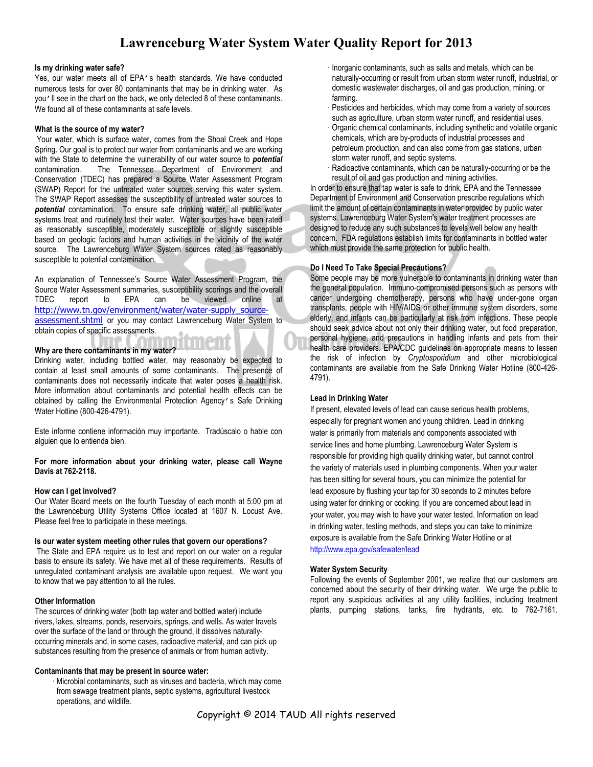# Lawrenceburg Water System Water Quality Report for 2013

**Is my drinking water safe?**

Yes, our water meets all of EPA's health standards. We have conducted numerous tests for over 80 contaminants that may be in drinking water. As you'll see in the chart on the back, we only detected 8 of these contaminants. We found all of these contaminants at safe levels.

**What is the source of my water?**

Your water, which is surface water, comes from the Shoal Creek and Hope Spring. Our goal is to protect our water from contaminants and we are working with the State to determine the vulnerability of our water source to ***potential*** contamination. The Tennessee Department of Environment and Conservation (TDEC) has prepared a Source Water Assessment Program (SWAP) Report for the untreated water sources serving this water system. The SWAP Report assesses the susceptibility of untreated water sources to ***potential*** contamination. To ensure safe drinking water, all public water systems treat and routinely test their water. Water sources have been rated as reasonably susceptible, moderately susceptible or slightly susceptible based on geologic factors and human activities in the vicinity of the water source. The Lawrenceburg Water System sources rated as reasonably susceptible to potential contamination.

An explanation of Tennessee's Source Water Assessment Program, the Source Water Assessment summaries, susceptibility scorings and the overall TDEC report to EPA can be viewed online at http://www.tn.gov/environment/water/water-supply_source-assessment.shtml or you may contact Lawrenceburg Water System to obtain copies of specific assessments.

**Why are there contaminants in my water?**

Drinking water, including bottled water, may reasonably be expected to contain at least small amounts of some contaminants. The presence of contaminants does not necessarily indicate that water poses a health risk. More information about contaminants and potential health effects can be obtained by calling the Environmental Protection Agency's Safe Drinking Water Hotline (800-426-4791).

Este informe contiene información muy importante. Tradúscalo o hable con alguien que lo entienda bien.

**For more information about your drinking water, please call Wayne Davis at 762-2118.**

**How can I get involved?**

Our Water Board meets on the fourth Tuesday of each month at 5:00 pm at the Lawrenceburg Utility Systems Office located at 1607 N. Locust Ave. Please feel free to participate in these meetings.

**Is our water system meeting other rules that govern our operations?**

The State and EPA require us to test and report on our water on a regular basis to ensure its safety. We have met all of these requirements. Results of unregulated contaminant analysis are available upon request. We want you to know that we pay attention to all the rules.

**Other Information**

The sources of drinking water (both tap water and bottled water) include rivers, lakes, streams, ponds, reservoirs, springs, and wells. As water travels over the surface of the land or through the ground, it dissolves naturally-occurring minerals and, in some cases, radioactive material, and can pick up substances resulting from the presence of animals or from human activity.

**Contaminants that may be present in source water:**

- Microbial contaminants, such as viruses and bacteria, which may come from sewage treatment plants, septic systems, agricultural livestock operations, and wildlife.
- Inorganic contaminants, such as salts and metals, which can be naturally-occurring or result from urban storm water runoff, industrial, or domestic wastewater discharges, oil and gas production, mining, or farming.
- Pesticides and herbicides, which may come from a variety of sources such as agriculture, urban storm water runoff, and residential uses.
- Organic chemical contaminants, including synthetic and volatile organic chemicals, which are by-products of industrial processes and petroleum production, and can also come from gas stations, urban storm water runoff, and septic systems.
- Radioactive contaminants, which can be naturally-occurring or be the result of oil and gas production and mining activities.

In order to ensure that tap water is safe to drink, EPA and the Tennessee Department of Environment and Conservation prescribe regulations which limit the amount of certain contaminants in water provided by public water systems. Lawrenceburg Water System's water treatment processes are designed to reduce any such substances to levels well below any health concern. FDA regulations establish limits for contaminants in bottled water which must provide the same protection for public health.

**Do I Need To Take Special Precautions?**

Some people may be more vulnerable to contaminants in drinking water than the general population. Immuno-compromised persons such as persons with cancer undergoing chemotherapy, persons who have under-gone organ transplants, people with HIV/AIDS or other immune system disorders, some elderly, and infants can be particularly at risk from infections. These people should seek advice about not only their drinking water, but food preparation, personal hygiene, and precautions in handling infants and pets from their health care providers. EPA/CDC guidelines on appropriate means to lessen the risk of infection by *Cryptosporidium* and other microbiological contaminants are available from the Safe Drinking Water Hotline (800-426-4791).

**Lead in Drinking Water**

If present, elevated levels of lead can cause serious health problems, especially for pregnant women and young children. Lead in drinking water is primarily from materials and components associated with service lines and home plumbing. Lawrenceburg Water System is responsible for providing high quality drinking water, but cannot control the variety of materials used in plumbing components. When your water has been sitting for several hours, you can minimize the potential for lead exposure by flushing your tap for 30 seconds to 2 minutes before using water for drinking or cooking. If you are concerned about lead in your water, you may wish to have your water tested. Information on lead in drinking water, testing methods, and steps you can take to minimize exposure is available from the Safe Drinking Water Hotline or at http://www.epa.gov/safewater/lead

**Water System Security**

Following the events of September 2001, we realize that our customers are concerned about the security of their drinking water. We urge the public to report any suspicious activities at any utility facilities, including treatment plants, pumping stations, tanks, fire hydrants, etc. to 762-7161.

Copyright © 2014 TAUD All rights reserved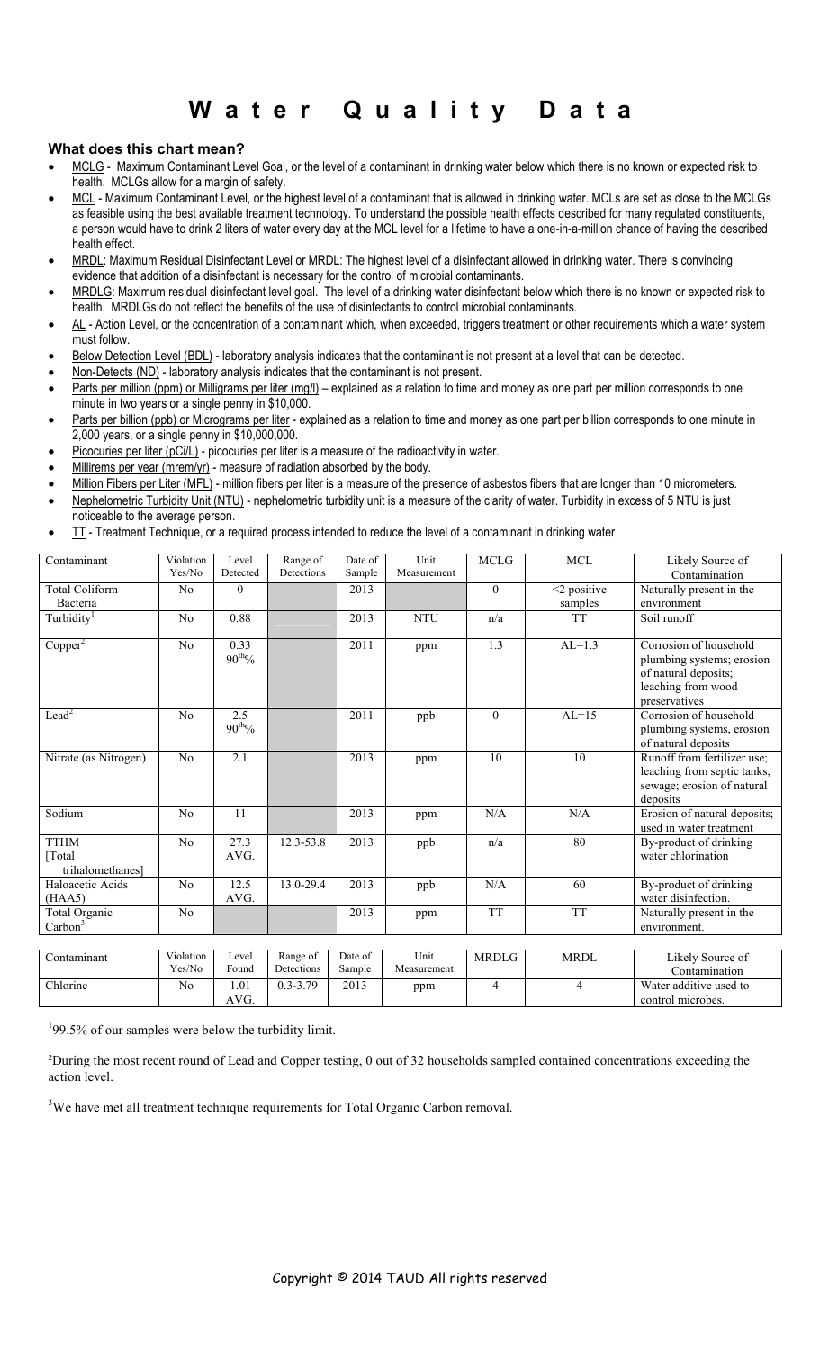# Water Quality Data

### What does this chart mean?

- MCLG - Maximum Contaminant Level Goal, or the level of a contaminant in drinking water below which there is no known or expected risk to health. MCLGs allow for a margin of safety.
- MCL - Maximum Contaminant Level, or the highest level of a contaminant that is allowed in drinking water. MCLs are set as close to the MCLGs as feasible using the best available treatment technology. To understand the possible health effects described for many regulated constituents, a person would have to drink 2 liters of water every day at the MCL level for a lifetime to have a one-in-a-million chance of having the described health effect.
- MRDL: Maximum Residual Disinfectant Level or MRDL: The highest level of a disinfectant allowed in drinking water. There is convincing evidence that addition of a disinfectant is necessary for the control of microbial contaminants.
- MRDLG: Maximum residual disinfectant level goal. The level of a drinking water disinfectant below which there is no known or expected risk to health. MRDLGs do not reflect the benefits of the use of disinfectants to control microbial contaminants.
- AL - Action Level, or the concentration of a contaminant which, when exceeded, triggers treatment or other requirements which a water system must follow.
- Below Detection Level (BDL) - laboratory analysis indicates that the contaminant is not present at a level that can be detected.
- Non-Detects (ND) - laboratory analysis indicates that the contaminant is not present.
- Parts per million (ppm) or Milligrams per liter (mg/l) – explained as a relation to time and money as one part per million corresponds to one minute in two years or a single penny in $10,000.
- Parts per billion (ppb) or Micrograms per liter - explained as a relation to time and money as one part per billion corresponds to one minute in 2,000 years, or a single penny in $10,000,000.
- Picocuries per liter (pCi/L) - picocuries per liter is a measure of the radioactivity in water.
- Millirems per year (mrem/yr) - measure of radiation absorbed by the body.
- Million Fibers per Liter (MFL) - million fibers per liter is a measure of the presence of asbestos fibers that are longer than 10 micrometers.
- Nephelometric Turbidity Unit (NTU) - nephelometric turbidity unit is a measure of the clarity of water. Turbidity in excess of 5 NTU is just noticeable to the average person.
- TT - Treatment Technique, or a required process intended to reduce the level of a contaminant in drinking water

| Contaminant | Violation Yes/No | Level Detected | Range of Detections | Date of Sample | Unit Measurement | MCLG | MCL | Likely Source of Contamination |
|---|---|---|---|---|---|---|---|---|
| Total Coliform Bacteria | No | 0 | | 2013 | | 0 | <2 positive samples | Naturally present in the environment |
| Turbidity[1] | No | 0.88 | | 2013 | NTU | n/a | TT | Soil runoff |
| Copper[2] | No | 0.33 $90^{th}$% | | 2011 | ppm | 1.3 | AL=1.3 | Corrosion of household plumbing systems; erosion of natural deposits; leaching from wood preservatives |
| Lead[2] | No | 2.5 $90^{th}$% | | 2011 | ppb | 0 | AL=15 | Corrosion of household plumbing systems, erosion of natural deposits |
| Nitrate (as Nitrogen) | No | 2.1 | | 2013 | ppm | 10 | 10 | Runoff from fertilizer use; leaching from septic tanks, sewage; erosion of natural deposits |
| Sodium | No | 11 | | 2013 | ppm | N/A | N/A | Erosion of natural deposits; used in water treatment |
| TTHM [Total trihalomethanes] | No | 27.3 AVG. | 12.3-53.8 | 2013 | ppb | n/a | 80 | By-product of drinking water chlorination |
| Haloacetic Acids (HAA5) | No | 12.5 AVG. | 13.0-29.4 | 2013 | ppb | N/A | 60 | By-product of drinking water disinfection. |
| Total Organic Carbon[3] | No | | | 2013 | ppm | TT | TT | Naturally present in the environment. |

| Contaminant | Violation Yes/No | Level Found | Range of Detections | Date of Sample | Unit Measurement | MRDLG | MRDL | Likely Source of Contamination |
|---|---|---|---|---|---|---|---|---|
| Chlorine | No | 1.01 AVG. | 0.3-3.79 | 2013 | ppm | 4 | 4 | Water additive used to control microbes. |

[1]99.5% of our samples were below the turbidity limit.

[2]During the most recent round of Lead and Copper testing, 0 out of 32 households sampled contained concentrations exceeding the action level.

[3]We have met all treatment technique requirements for Total Organic Carbon removal.

Copyright © 2014 TAUD All rights reserved